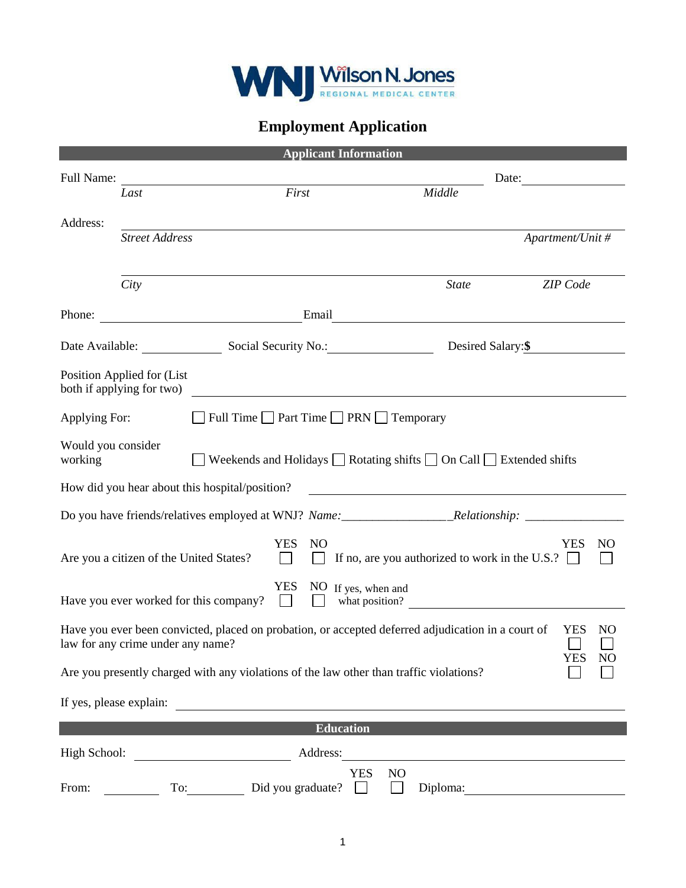Wilson N. Jones
REGIONAL MEDICAL CENTER

# Employment Application

## Applicant Information

Full Name: ____________________________________________ Date: ______________
*Last* *First* *Middle*

Address: ____________________________________________________________
*Street Address* *Apartment/Unit #*

____________________________________________________________
*City* *State* *ZIP Code*

Phone: ______________________ Email ______________________________

Date Available: ___________ Social Security No.: _______________ Desired Salary: **$** ___________

Position Applied for (List both if applying for two) ____________________________________________

Applying For: ☐ Full Time ☐ Part Time ☐ PRN ☐ Temporary

Would you consider working ☐ Weekends and Holidays ☐ Rotating shifts ☐ On Call ☐ Extended shifts

How did you hear about this hospital/position? ________________________________

Do you have friends/relatives employed at WNJ? *Name:*________________*Relationship:* ________________

Are you a citizen of the United States? YES ☐ NO ☐ If no, are you authorized to work in the U.S.? YES ☐ NO ☐

Have you ever worked for this company? YES ☐ NO ☐ If yes, when and what position? ________________________

Have you ever been convicted, placed on probation, or accepted deferred adjudication in a court of law for any crime under any name? YES ☐ NO ☐

Are you presently charged with any violations of the law other than traffic violations? YES ☐ NO ☐

If yes, please explain: ____________________________________________

## Education

High School: ______________________ Address: ______________________________

From: ________ To: ________ Did you graduate? YES ☐ NO ☐ Diploma: ______________________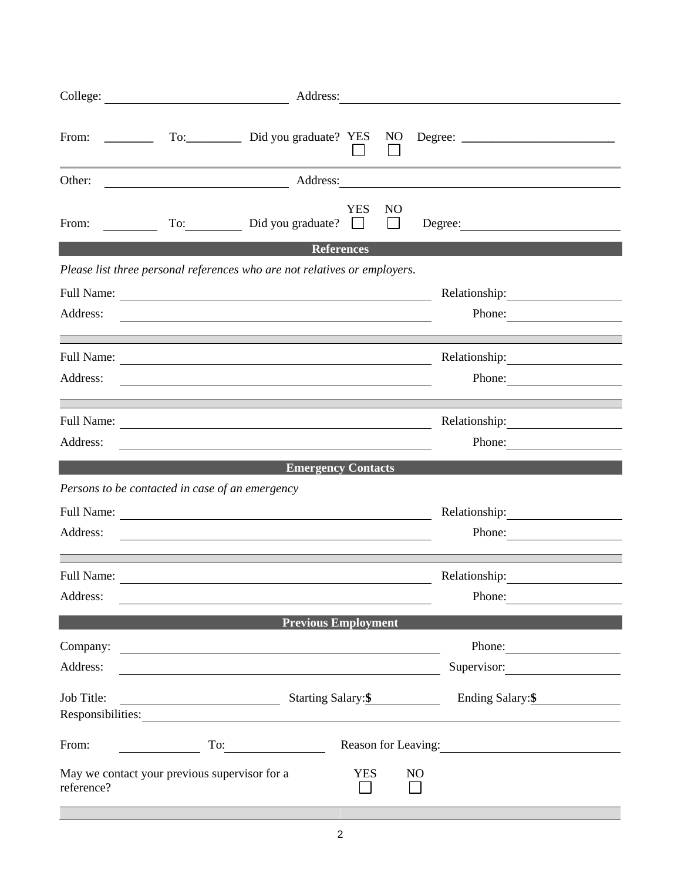College: ______________________ Address: ______________________

From: ________ To: ________ Did you graduate? YES ☐ NO ☐ Degree: ______________________

---

Other: ______________________ Address: ______________________

From: ________ To: ________ Did you graduate? YES ☐ NO ☐ Degree: ______________________

## References

*Please list three personal references who are not relatives or employers.*

Full Name: ______________________ Relationship: ______________________

Address: ______________________ Phone: ______________________

---

Full Name: ______________________ Relationship: ______________________

Address: ______________________ Phone: ______________________

---

Full Name: ______________________ Relationship: ______________________

Address: ______________________ Phone: ______________________

## Emergency Contacts

*Persons to be contacted in case of an emergency*

Full Name: ______________________ Relationship: ______________________

Address: ______________________ Phone: ______________________

---

Full Name: ______________________ Relationship: ______________________

Address: ______________________ Phone: ______________________

## Previous Employment

Company: ______________________ Phone: ______________________

Address: ______________________ Supervisor: ______________________

Job Title: ______________________ Starting Salary: $ ____________ Ending Salary: $ ____________

Responsibilities: ______________________

From: ____________ To: ____________ Reason for Leaving: ______________________

May we contact your previous supervisor for a reference? YES ☐ NO ☐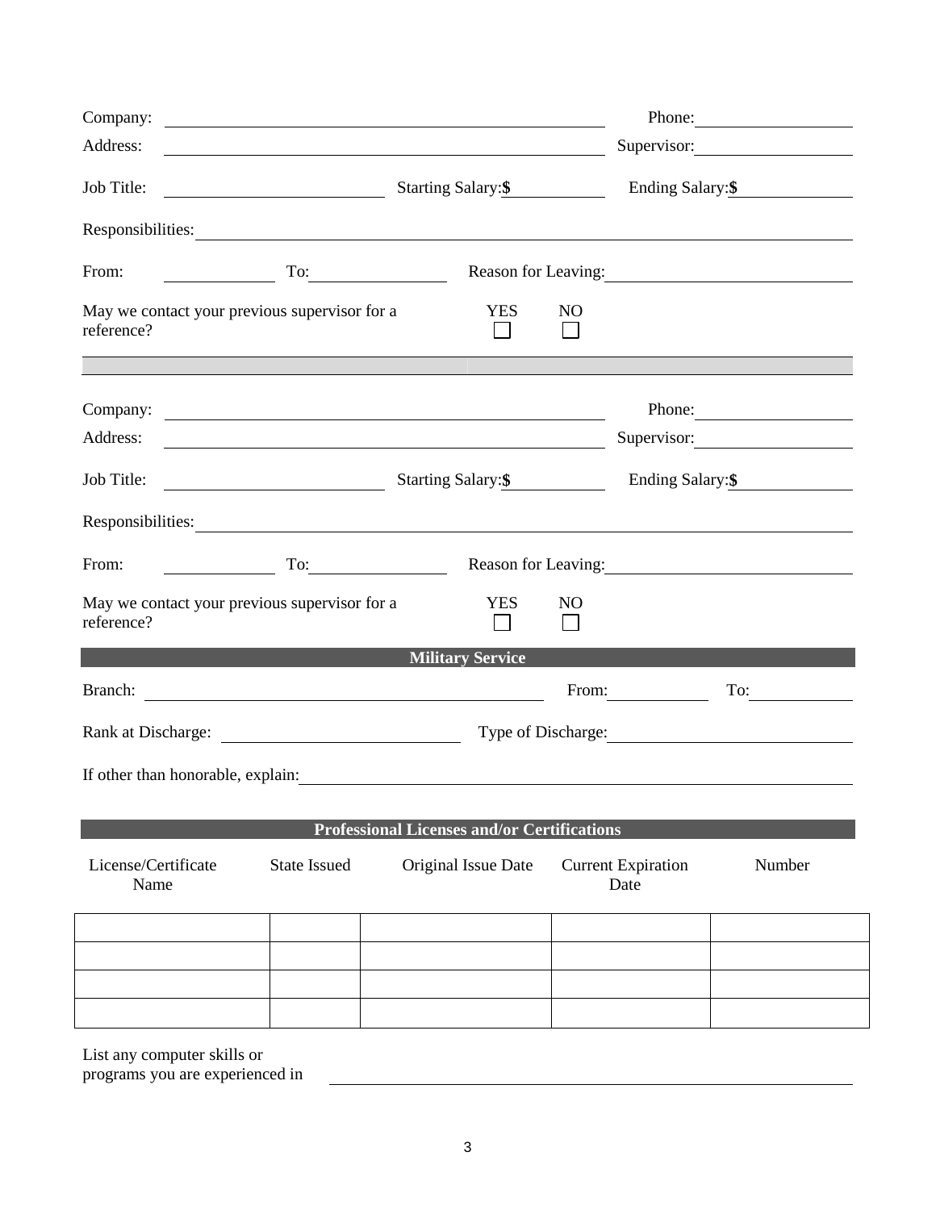Company: ______________________________ Phone: ______________

Address: ______________________________ Supervisor: ______________

Job Title: ______________ Starting Salary:**$** ________ Ending Salary:**$** ________

Responsibilities: ______________________________________________

From: ________ To: ________ Reason for Leaving: ______________________

May we contact your previous supervisor for a reference? YES ☐ NO ☐

---

Company: ______________________________ Phone: ______________

Address: ______________________________ Supervisor: ______________

Job Title: ______________ Starting Salary:**$** ________ Ending Salary:**$** ________

Responsibilities: ______________________________________________

From: ________ To: ________ Reason for Leaving: ______________________

May we contact your previous supervisor for a reference? YES ☐ NO ☐

## Military Service

Branch: ______________________________ From: ________ To: ________

Rank at Discharge: ______________________ Type of Discharge: ______________________

If other than honorable, explain: ______________________________________________

## Professional Licenses and/or Certifications

| License/Certificate Name | State Issued | Original Issue Date | Current Expiration Date | Number |
|---|---|---|---|---|
| | | | | |
| | | | | |
| | | | | |
| | | | | |

List any computer skills or programs you are experienced in ______________________________________________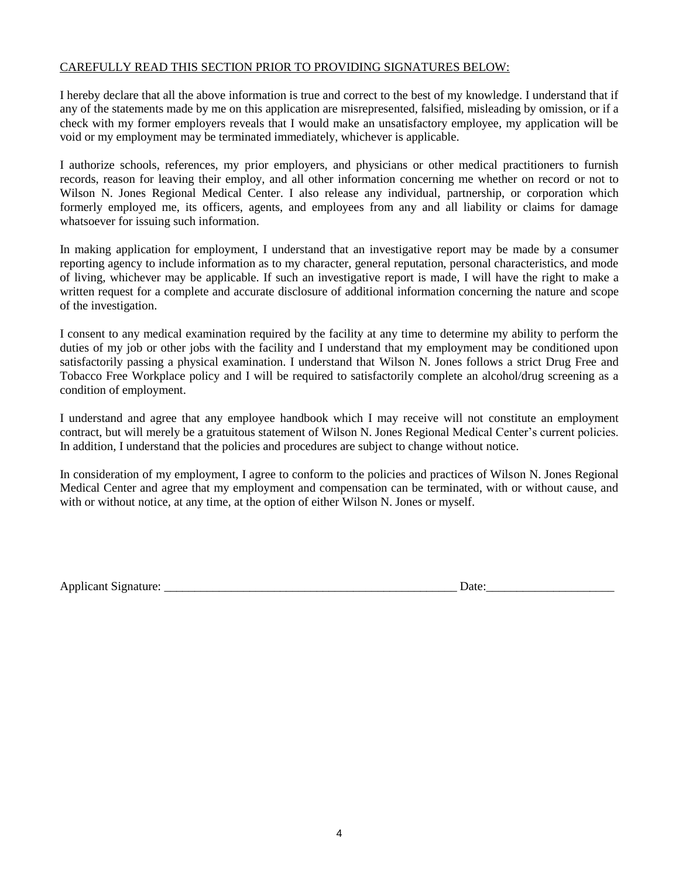CAREFULLY READ THIS SECTION PRIOR TO PROVIDING SIGNATURES BELOW:

I hereby declare that all the above information is true and correct to the best of my knowledge. I understand that if any of the statements made by me on this application are misrepresented, falsified, misleading by omission, or if a check with my former employers reveals that I would make an unsatisfactory employee, my application will be void or my employment may be terminated immediately, whichever is applicable.

I authorize schools, references, my prior employers, and physicians or other medical practitioners to furnish records, reason for leaving their employ, and all other information concerning me whether on record or not to Wilson N. Jones Regional Medical Center. I also release any individual, partnership, or corporation which formerly employed me, its officers, agents, and employees from any and all liability or claims for damage whatsoever for issuing such information.

In making application for employment, I understand that an investigative report may be made by a consumer reporting agency to include information as to my character, general reputation, personal characteristics, and mode of living, whichever may be applicable. If such an investigative report is made, I will have the right to make a written request for a complete and accurate disclosure of additional information concerning the nature and scope of the investigation.

I consent to any medical examination required by the facility at any time to determine my ability to perform the duties of my job or other jobs with the facility and I understand that my employment may be conditioned upon satisfactorily passing a physical examination. I understand that Wilson N. Jones follows a strict Drug Free and Tobacco Free Workplace policy and I will be required to satisfactorily complete an alcohol/drug screening as a condition of employment.

I understand and agree that any employee handbook which I may receive will not constitute an employment contract, but will merely be a gratuitous statement of Wilson N. Jones Regional Medical Center's current policies. In addition, I understand that the policies and procedures are subject to change without notice.

In consideration of my employment, I agree to conform to the policies and practices of Wilson N. Jones Regional Medical Center and agree that my employment and compensation can be terminated, with or without cause, and with or without notice, at any time, at the option of either Wilson N. Jones or myself.

Applicant Signature: ___________________________________________________ Date:_____________________